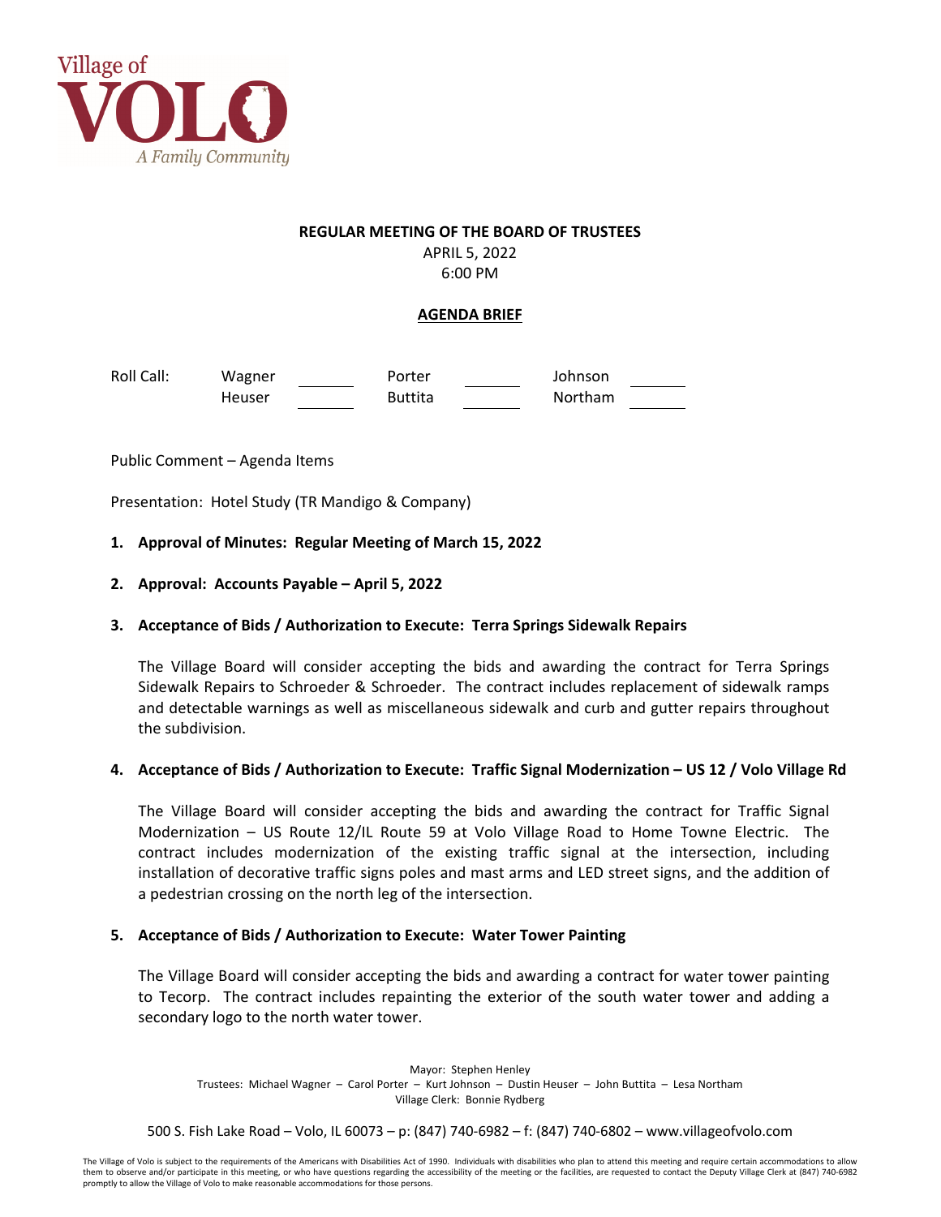Village of VOLO
A Family Community

**REGULAR MEETING OF THE BOARD OF TRUSTEES**
APRIL 5, 2022
6:00 PM

**AGENDA BRIEF**

| Roll Call: | Wagner | ______ | Porter | ______ | Johnson | ______ |
|---|---|---|---|---|---|---|
| | Heuser | ______ | Buttita | ______ | Northam | ______ |

Public Comment – Agenda Items

Presentation: Hotel Study (TR Mandigo & Company)

1. **Approval of Minutes: Regular Meeting of March 15, 2022**

2. **Approval: Accounts Payable – April 5, 2022**

3. **Acceptance of Bids / Authorization to Execute: Terra Springs Sidewalk Repairs**

   The Village Board will consider accepting the bids and awarding the contract for Terra Springs Sidewalk Repairs to Schroeder & Schroeder. The contract includes replacement of sidewalk ramps and detectable warnings as well as miscellaneous sidewalk and curb and gutter repairs throughout the subdivision.

4. **Acceptance of Bids / Authorization to Execute: Traffic Signal Modernization – US 12 / Volo Village Rd**

   The Village Board will consider accepting the bids and awarding the contract for Traffic Signal Modernization – US Route 12/IL Route 59 at Volo Village Road to Home Towne Electric. The contract includes modernization of the existing traffic signal at the intersection, including installation of decorative traffic signs poles and mast arms and LED street signs, and the addition of a pedestrian crossing on the north leg of the intersection.

5. **Acceptance of Bids / Authorization to Execute: Water Tower Painting**

   The Village Board will consider accepting the bids and awarding a contract for water tower painting to Tecorp. The contract includes repainting the exterior of the south water tower and adding a secondary logo to the north water tower.

Mayor: Stephen Henley
Trustees: Michael Wagner – Carol Porter – Kurt Johnson – Dustin Heuser – John Buttita – Lesa Northam
Village Clerk: Bonnie Rydberg

500 S. Fish Lake Road – Volo, IL 60073 – p: (847) 740-6982 – f: (847) 740-6802 – www.villageofvolo.com

The Village of Volo is subject to the requirements of the Americans with Disabilities Act of 1990. Individuals with disabilities who plan to attend this meeting and require certain accommodations to allow them to observe and/or participate in this meeting, or who have questions regarding the accessibility of the meeting or the facilities, are requested to contact the Deputy Village Clerk at (847) 740-6982 promptly to allow the Village of Volo to make reasonable accommodations for those persons.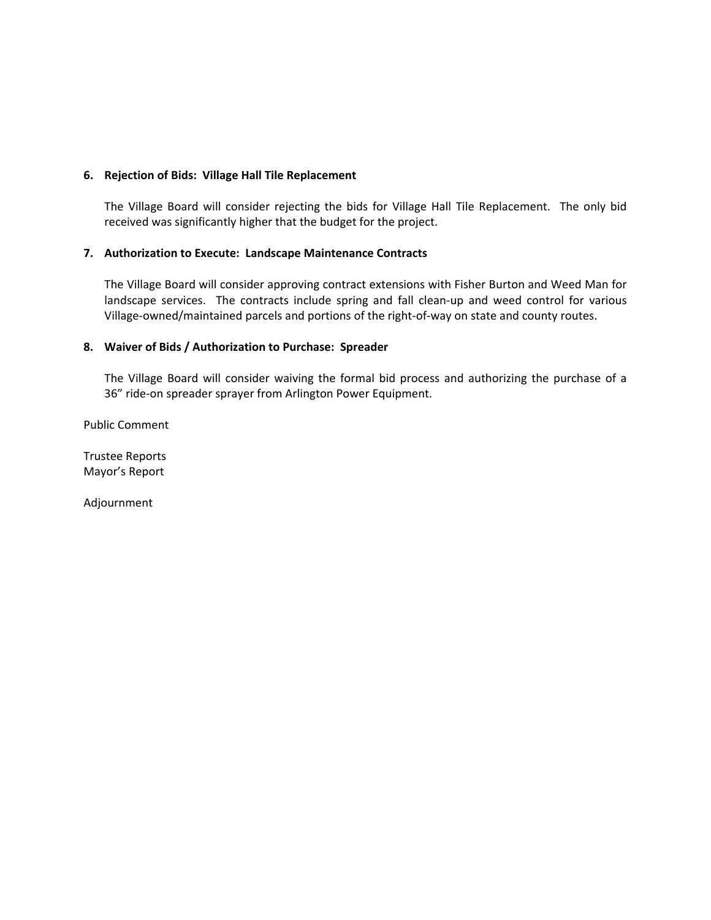**6. Rejection of Bids: Village Hall Tile Replacement**

The Village Board will consider rejecting the bids for Village Hall Tile Replacement. The only bid received was significantly higher that the budget for the project.

**7. Authorization to Execute: Landscape Maintenance Contracts**

The Village Board will consider approving contract extensions with Fisher Burton and Weed Man for landscape services. The contracts include spring and fall clean-up and weed control for various Village-owned/maintained parcels and portions of the right-of-way on state and county routes.

**8. Waiver of Bids / Authorization to Purchase: Spreader**

The Village Board will consider waiving the formal bid process and authorizing the purchase of a 36" ride-on spreader sprayer from Arlington Power Equipment.

Public Comment

Trustee Reports
Mayor's Report

Adjournment